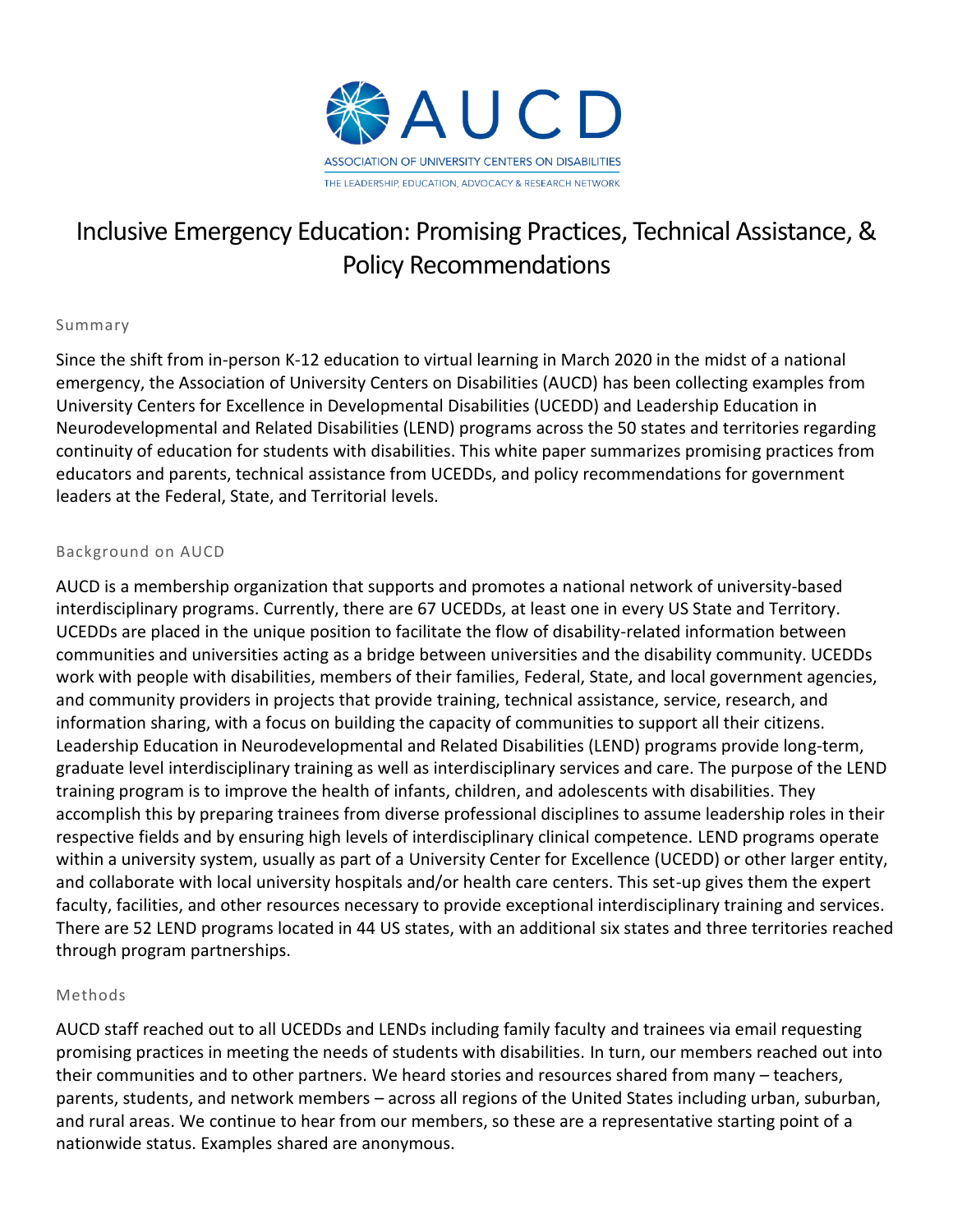AUCD

ASSOCIATION OF UNIVERSITY CENTERS ON DISABILITIES

THE LEADERSHIP, EDUCATION, ADVOCACY & RESEARCH NETWORK

# Inclusive Emergency Education: Promising Practices, Technical Assistance, & Policy Recommendations

## Summary

Since the shift from in-person K-12 education to virtual learning in March 2020 in the midst of a national emergency, the Association of University Centers on Disabilities (AUCD) has been collecting examples from University Centers for Excellence in Developmental Disabilities (UCEDD) and Leadership Education in Neurodevelopmental and Related Disabilities (LEND) programs across the 50 states and territories regarding continuity of education for students with disabilities. This white paper summarizes promising practices from educators and parents, technical assistance from UCEDDs, and policy recommendations for government leaders at the Federal, State, and Territorial levels.

## Background on AUCD

AUCD is a membership organization that supports and promotes a national network of university-based interdisciplinary programs. Currently, there are 67 UCEDDs, at least one in every US State and Territory. UCEDDs are placed in the unique position to facilitate the flow of disability-related information between communities and universities acting as a bridge between universities and the disability community. UCEDDs work with people with disabilities, members of their families, Federal, State, and local government agencies, and community providers in projects that provide training, technical assistance, service, research, and information sharing, with a focus on building the capacity of communities to support all their citizens. Leadership Education in Neurodevelopmental and Related Disabilities (LEND) programs provide long-term, graduate level interdisciplinary training as well as interdisciplinary services and care. The purpose of the LEND training program is to improve the health of infants, children, and adolescents with disabilities. They accomplish this by preparing trainees from diverse professional disciplines to assume leadership roles in their respective fields and by ensuring high levels of interdisciplinary clinical competence. LEND programs operate within a university system, usually as part of a University Center for Excellence (UCEDD) or other larger entity, and collaborate with local university hospitals and/or health care centers. This set-up gives them the expert faculty, facilities, and other resources necessary to provide exceptional interdisciplinary training and services. There are 52 LEND programs located in 44 US states, with an additional six states and three territories reached through program partnerships.

## Methods

AUCD staff reached out to all UCEDDs and LENDs including family faculty and trainees via email requesting promising practices in meeting the needs of students with disabilities. In turn, our members reached out into their communities and to other partners. We heard stories and resources shared from many – teachers, parents, students, and network members – across all regions of the United States including urban, suburban, and rural areas. We continue to hear from our members, so these are a representative starting point of a nationwide status. Examples shared are anonymous.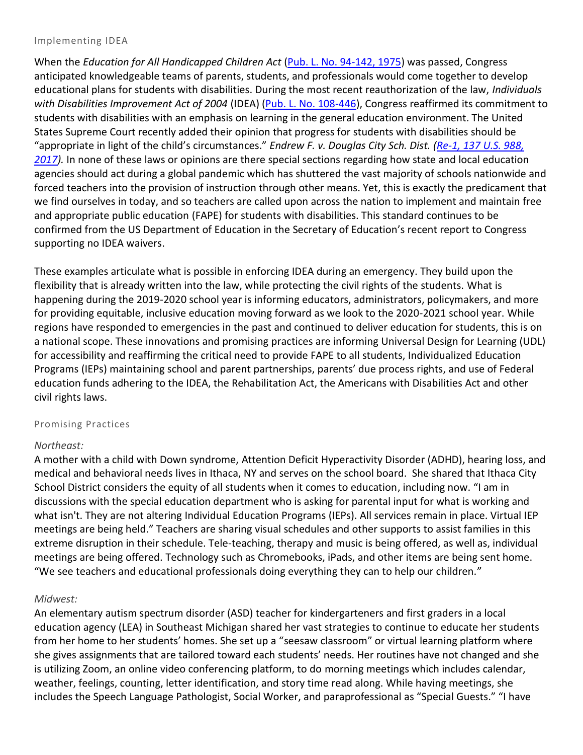## Implementing IDEA

When the *Education for All Handicapped Children Act* (Pub. L. No. 94-142, 1975) was passed, Congress anticipated knowledgeable teams of parents, students, and professionals would come together to develop educational plans for students with disabilities. During the most recent reauthorization of the law, *Individuals with Disabilities Improvement Act of 2004* (IDEA) (Pub. L. No. 108-446), Congress reaffirmed its commitment to students with disabilities with an emphasis on learning in the general education environment. The United States Supreme Court recently added their opinion that progress for students with disabilities should be "appropriate in light of the child's circumstances." *Endrew F. v. Douglas City Sch. Dist. (Re-1, 137 U.S. 988, 2017).* In none of these laws or opinions are there special sections regarding how state and local education agencies should act during a global pandemic which has shuttered the vast majority of schools nationwide and forced teachers into the provision of instruction through other means. Yet, this is exactly the predicament that we find ourselves in today, and so teachers are called upon across the nation to implement and maintain free and appropriate public education (FAPE) for students with disabilities. This standard continues to be confirmed from the US Department of Education in the Secretary of Education's recent report to Congress supporting no IDEA waivers.

These examples articulate what is possible in enforcing IDEA during an emergency. They build upon the flexibility that is already written into the law, while protecting the civil rights of the students. What is happening during the 2019-2020 school year is informing educators, administrators, policymakers, and more for providing equitable, inclusive education moving forward as we look to the 2020-2021 school year. While regions have responded to emergencies in the past and continued to deliver education for students, this is on a national scope. These innovations and promising practices are informing Universal Design for Learning (UDL) for accessibility and reaffirming the critical need to provide FAPE to all students, Individualized Education Programs (IEPs) maintaining school and parent partnerships, parents' due process rights, and use of Federal education funds adhering to the IDEA, the Rehabilitation Act, the Americans with Disabilities Act and other civil rights laws.

## Promising Practices

*Northeast:*

A mother with a child with Down syndrome, Attention Deficit Hyperactivity Disorder (ADHD), hearing loss, and medical and behavioral needs lives in Ithaca, NY and serves on the school board. She shared that Ithaca City School District considers the equity of all students when it comes to education, including now. "I am in discussions with the special education department who is asking for parental input for what is working and what isn't. They are not altering Individual Education Programs (IEPs). All services remain in place. Virtual IEP meetings are being held." Teachers are sharing visual schedules and other supports to assist families in this extreme disruption in their schedule. Tele-teaching, therapy and music is being offered, as well as, individual meetings are being offered. Technology such as Chromebooks, iPads, and other items are being sent home. "We see teachers and educational professionals doing everything they can to help our children."

*Midwest:*

An elementary autism spectrum disorder (ASD) teacher for kindergarteners and first graders in a local education agency (LEA) in Southeast Michigan shared her vast strategies to continue to educate her students from her home to her students' homes. She set up a "seesaw classroom" or virtual learning platform where she gives assignments that are tailored toward each students' needs. Her routines have not changed and she is utilizing Zoom, an online video conferencing platform, to do morning meetings which includes calendar, weather, feelings, counting, letter identification, and story time read along. While having meetings, she includes the Speech Language Pathologist, Social Worker, and paraprofessional as "Special Guests." "I have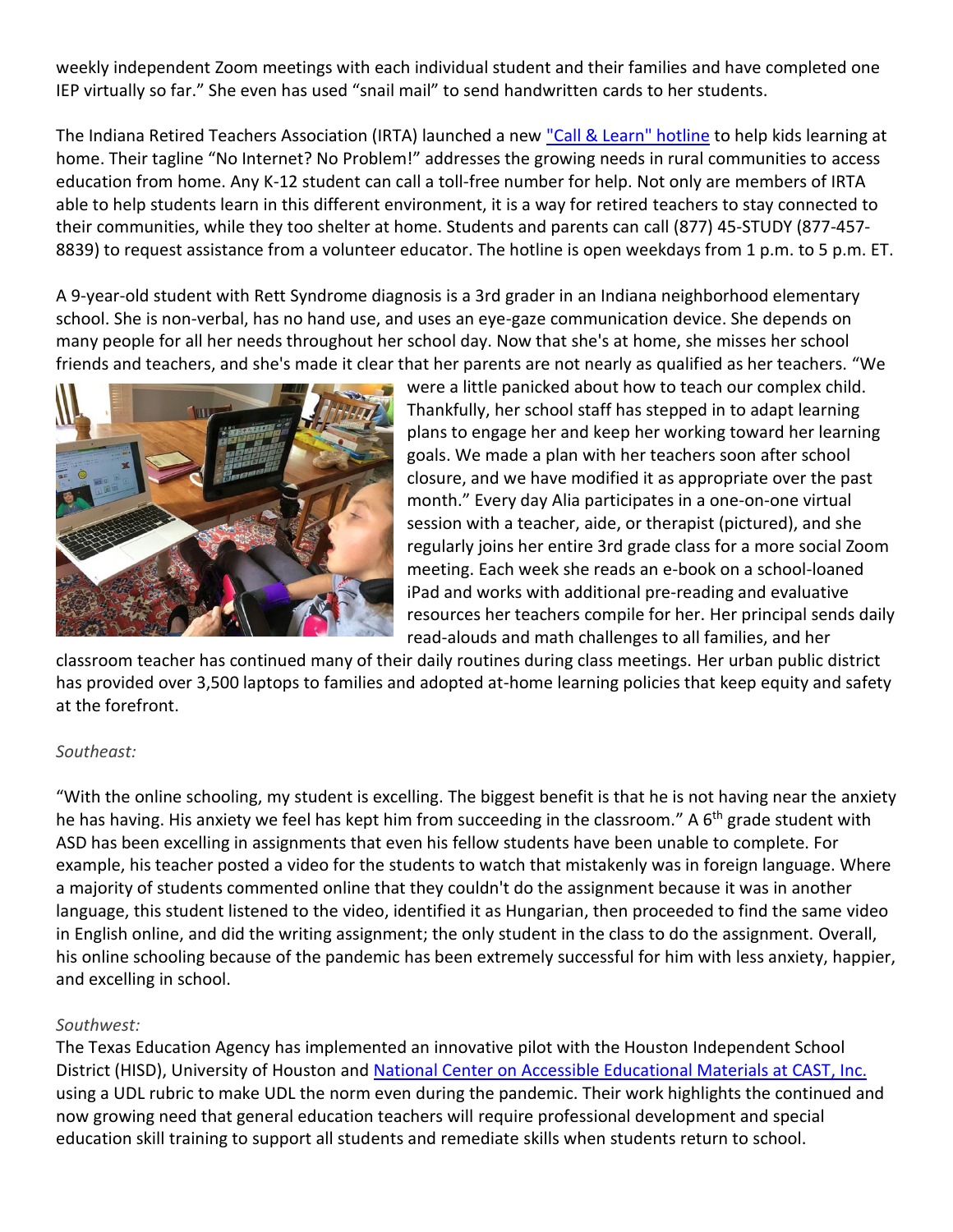weekly independent Zoom meetings with each individual student and their families and have completed one IEP virtually so far." She even has used "snail mail" to send handwritten cards to her students.

The Indiana Retired Teachers Association (IRTA) launched a new ["Call & Learn" hotline]() to help kids learning at home. Their tagline "No Internet? No Problem!" addresses the growing needs in rural communities to access education from home. Any K-12 student can call a toll-free number for help. Not only are members of IRTA able to help students learn in this different environment, it is a way for retired teachers to stay connected to their communities, while they too shelter at home. Students and parents can call (877) 45-STUDY (877-457-8839) to request assistance from a volunteer educator. The hotline is open weekdays from 1 p.m. to 5 p.m. ET.

A 9-year-old student with Rett Syndrome diagnosis is a 3rd grader in an Indiana neighborhood elementary school. She is non-verbal, has no hand use, and uses an eye-gaze communication device. She depends on many people for all her needs throughout her school day. Now that she's at home, she misses her school friends and teachers, and she's made it clear that her parents are not nearly as qualified as her teachers. "We were a little panicked about how to teach our complex child. Thankfully, her school staff has stepped in to adapt learning plans to engage her and keep her working toward her learning goals. We made a plan with her teachers soon after school closure, and we have modified it as appropriate over the past month." Every day Alia participates in a one-on-one virtual session with a teacher, aide, or therapist (pictured), and she regularly joins her entire 3rd grade class for a more social Zoom meeting. Each week she reads an e-book on a school-loaned iPad and works with additional pre-reading and evaluative resources her teachers compile for her. Her principal sends daily read-alouds and math challenges to all families, and her classroom teacher has continued many of their daily routines during class meetings. Her urban public district has provided over 3,500 laptops to families and adopted at-home learning policies that keep equity and safety at the forefront.

*Southeast:*

"With the online schooling, my student is excelling. The biggest benefit is that he is not having near the anxiety he has having. His anxiety we feel has kept him from succeeding in the classroom." A 6th grade student with ASD has been excelling in assignments that even his fellow students have been unable to complete. For example, his teacher posted a video for the students to watch that mistakenly was in foreign language. Where a majority of students commented online that they couldn't do the assignment because it was in another language, this student listened to the video, identified it as Hungarian, then proceeded to find the same video in English online, and did the writing assignment; the only student in the class to do the assignment. Overall, his online schooling because of the pandemic has been extremely successful for him with less anxiety, happier, and excelling in school.

*Southwest:*

The Texas Education Agency has implemented an innovative pilot with the Houston Independent School District (HISD), University of Houston and [National Center on Accessible Educational Materials at CAST, Inc.]() using a UDL rubric to make UDL the norm even during the pandemic. Their work highlights the continued and now growing need that general education teachers will require professional development and special education skill training to support all students and remediate skills when students return to school.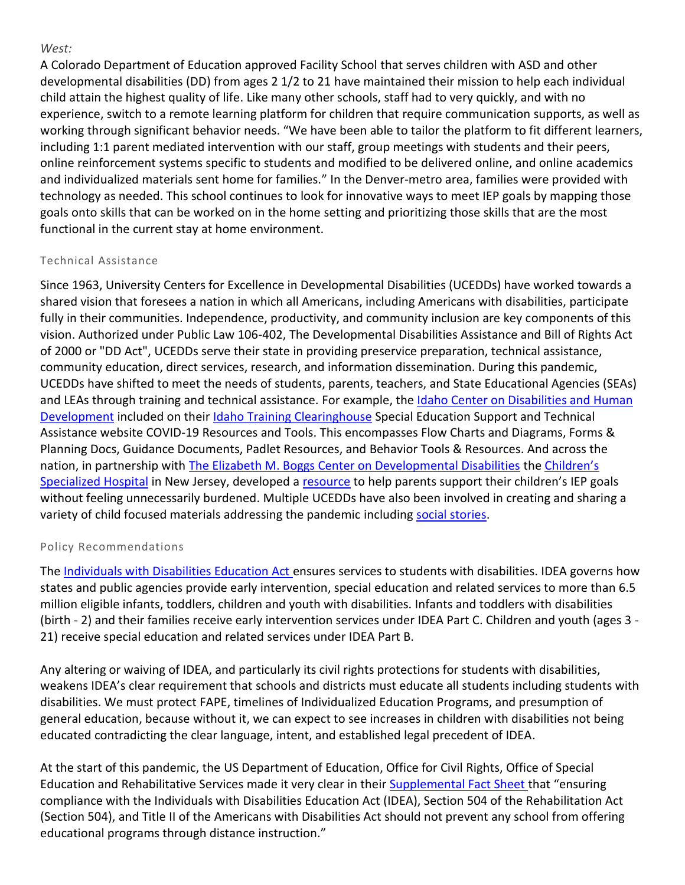*West:*

A Colorado Department of Education approved Facility School that serves children with ASD and other developmental disabilities (DD) from ages 2 1/2 to 21 have maintained their mission to help each individual child attain the highest quality of life. Like many other schools, staff had to very quickly, and with no experience, switch to a remote learning platform for children that require communication supports, as well as working through significant behavior needs. "We have been able to tailor the platform to fit different learners, including 1:1 parent mediated intervention with our staff, group meetings with students and their peers, online reinforcement systems specific to students and modified to be delivered online, and online academics and individualized materials sent home for families." In the Denver-metro area, families were provided with technology as needed. This school continues to look for innovative ways to meet IEP goals by mapping those goals onto skills that can be worked on in the home setting and prioritizing those skills that are the most functional in the current stay at home environment.

### Technical Assistance

Since 1963, University Centers for Excellence in Developmental Disabilities (UCEDDs) have worked towards a shared vision that foresees a nation in which all Americans, including Americans with disabilities, participate fully in their communities. Independence, productivity, and community inclusion are key components of this vision. Authorized under Public Law 106-402, The Developmental Disabilities Assistance and Bill of Rights Act of 2000 or "DD Act", UCEDDs serve their state in providing preservice preparation, technical assistance, community education, direct services, research, and information dissemination. During this pandemic, UCEDDs have shifted to meet the needs of students, parents, teachers, and State Educational Agencies (SEAs) and LEAs through training and technical assistance. For example, the Idaho Center on Disabilities and Human Development included on their Idaho Training Clearinghouse Special Education Support and Technical Assistance website COVID-19 Resources and Tools. This encompasses Flow Charts and Diagrams, Forms & Planning Docs, Guidance Documents, Padlet Resources, and Behavior Tools & Resources. And across the nation, in partnership with The Elizabeth M. Boggs Center on Developmental Disabilities the Children's Specialized Hospital in New Jersey, developed a resource to help parents support their children's IEP goals without feeling unnecessarily burdened. Multiple UCEDDs have also been involved in creating and sharing a variety of child focused materials addressing the pandemic including social stories.

### Policy Recommendations

The Individuals with Disabilities Education Act ensures services to students with disabilities. IDEA governs how states and public agencies provide early intervention, special education and related services to more than 6.5 million eligible infants, toddlers, children and youth with disabilities. Infants and toddlers with disabilities (birth - 2) and their families receive early intervention services under IDEA Part C. Children and youth (ages 3 - 21) receive special education and related services under IDEA Part B.

Any altering or waiving of IDEA, and particularly its civil rights protections for students with disabilities, weakens IDEA's clear requirement that schools and districts must educate all students including students with disabilities. We must protect FAPE, timelines of Individualized Education Programs, and presumption of general education, because without it, we can expect to see increases in children with disabilities not being educated contradicting the clear language, intent, and established legal precedent of IDEA.

At the start of this pandemic, the US Department of Education, Office for Civil Rights, Office of Special Education and Rehabilitative Services made it very clear in their Supplemental Fact Sheet that "ensuring compliance with the Individuals with Disabilities Education Act (IDEA), Section 504 of the Rehabilitation Act (Section 504), and Title II of the Americans with Disabilities Act should not prevent any school from offering educational programs through distance instruction."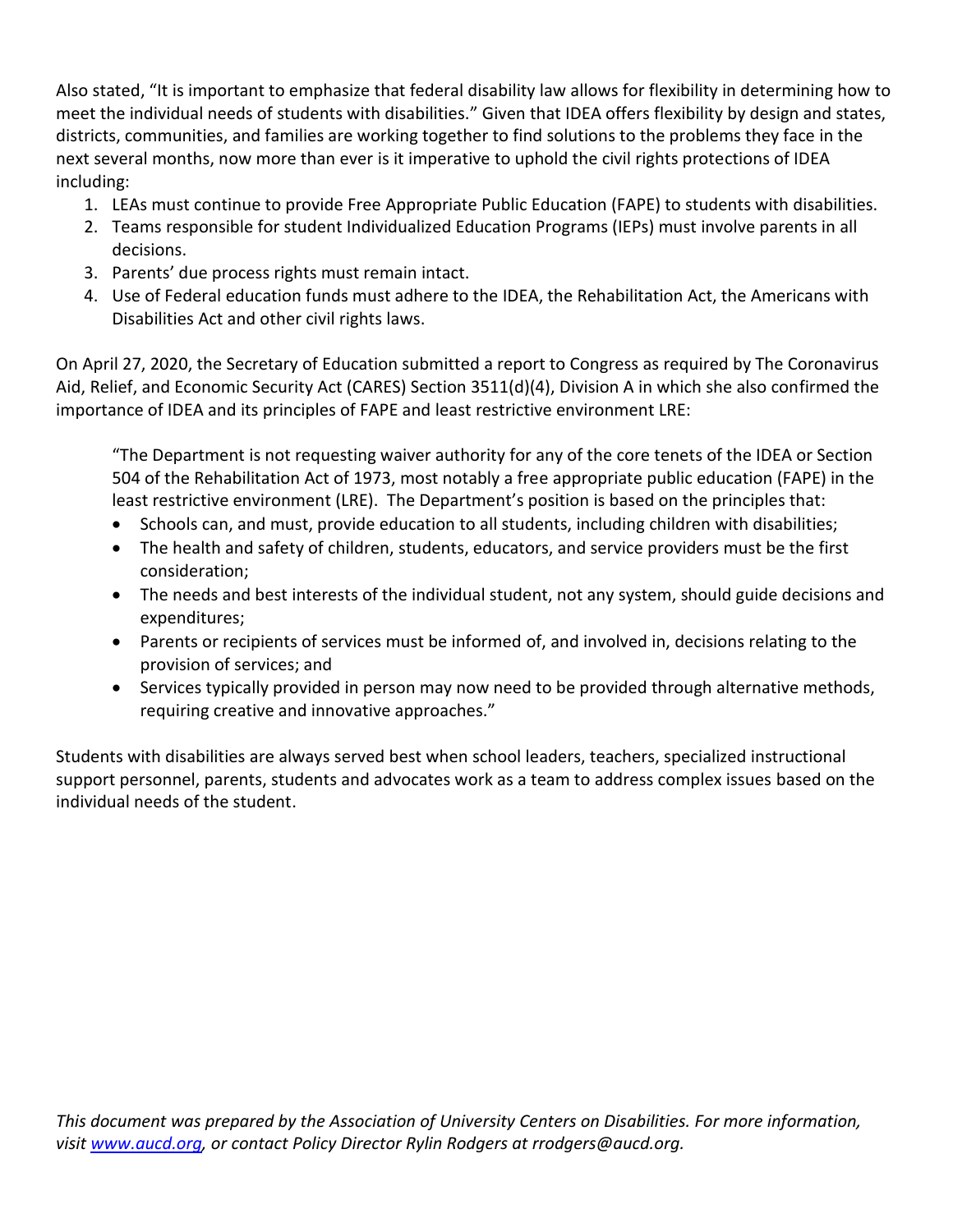Also stated, "It is important to emphasize that federal disability law allows for flexibility in determining how to meet the individual needs of students with disabilities." Given that IDEA offers flexibility by design and states, districts, communities, and families are working together to find solutions to the problems they face in the next several months, now more than ever is it imperative to uphold the civil rights protections of IDEA including:

1. LEAs must continue to provide Free Appropriate Public Education (FAPE) to students with disabilities.
2. Teams responsible for student Individualized Education Programs (IEPs) must involve parents in all decisions.
3. Parents' due process rights must remain intact.
4. Use of Federal education funds must adhere to the IDEA, the Rehabilitation Act, the Americans with Disabilities Act and other civil rights laws.

On April 27, 2020, the Secretary of Education submitted a report to Congress as required by The Coronavirus Aid, Relief, and Economic Security Act (CARES) Section 3511(d)(4), Division A in which she also confirmed the importance of IDEA and its principles of FAPE and least restrictive environment LRE:

> "The Department is not requesting waiver authority for any of the core tenets of the IDEA or Section 504 of the Rehabilitation Act of 1973, most notably a free appropriate public education (FAPE) in the least restrictive environment (LRE). The Department's position is based on the principles that:
>
> - Schools can, and must, provide education to all students, including children with disabilities;
> - The health and safety of children, students, educators, and service providers must be the first consideration;
> - The needs and best interests of the individual student, not any system, should guide decisions and expenditures;
> - Parents or recipients of services must be informed of, and involved in, decisions relating to the provision of services; and
> - Services typically provided in person may now need to be provided through alternative methods, requiring creative and innovative approaches."

Students with disabilities are always served best when school leaders, teachers, specialized instructional support personnel, parents, students and advocates work as a team to address complex issues based on the individual needs of the student.

*This document was prepared by the Association of University Centers on Disabilities. For more information, visit [www.aucd.org](http://www.aucd.org), or contact Policy Director Rylin Rodgers at rrodgers@aucd.org.*